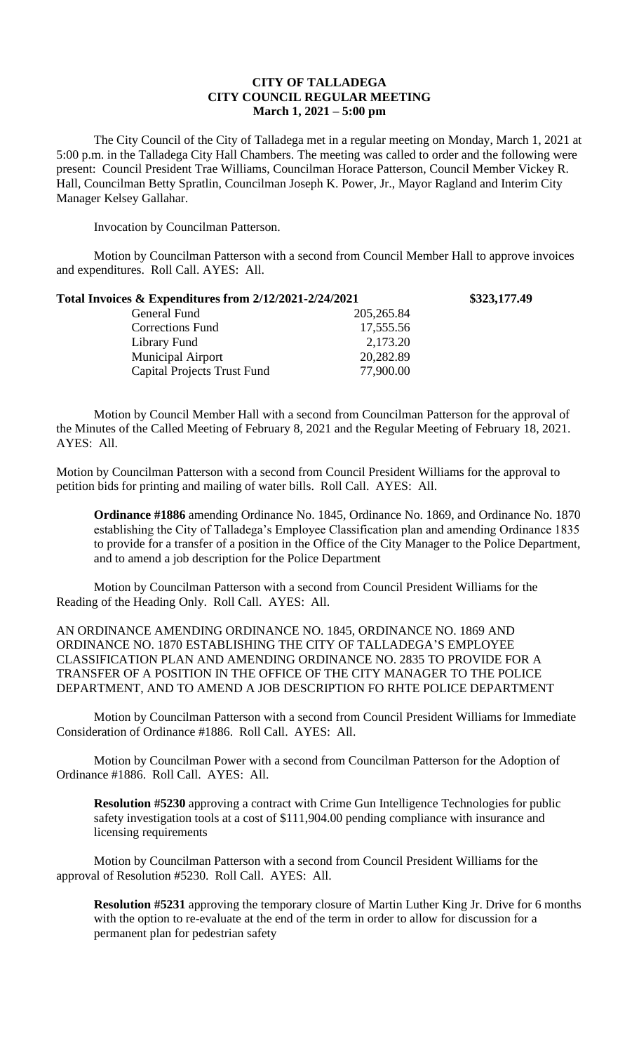# CITY OF TALLADEGA
## CITY COUNCIL REGULAR MEETING
### March 1, 2021 – 5:00 pm

The City Council of the City of Talladega met in a regular meeting on Monday, March 1, 2021 at 5:00 p.m. in the Talladega City Hall Chambers. The meeting was called to order and the following were present: Council President Trae Williams, Councilman Horace Patterson, Council Member Vickey R. Hall, Councilman Betty Spratlin, Councilman Joseph K. Power, Jr., Mayor Ragland and Interim City Manager Kelsey Gallahar.

Invocation by Councilman Patterson.

Motion by Councilman Patterson with a second from Council Member Hall to approve invoices and expenditures. Roll Call. AYES: All.

| **Total Invoices & Expenditures from 2/12/2021-2/24/2021** | | **\$323,177.49** |
|---|---|---|
| General Fund | 205,265.84 | |
| Corrections Fund | 17,555.56 | |
| Library Fund | 2,173.20 | |
| Municipal Airport | 20,282.89 | |
| Capital Projects Trust Fund | 77,900.00 | |

Motion by Council Member Hall with a second from Councilman Patterson for the approval of the Minutes of the Called Meeting of February 8, 2021 and the Regular Meeting of February 18, 2021. AYES: All.

Motion by Councilman Patterson with a second from Council President Williams for the approval to petition bids for printing and mailing of water bills. Roll Call. AYES: All.

**Ordinance #1886** amending Ordinance No. 1845, Ordinance No. 1869, and Ordinance No. 1870 establishing the City of Talladega's Employee Classification plan and amending Ordinance 1835 to provide for a transfer of a position in the Office of the City Manager to the Police Department, and to amend a job description for the Police Department

Motion by Councilman Patterson with a second from Council President Williams for the Reading of the Heading Only. Roll Call. AYES: All.

AN ORDINANCE AMENDING ORDINANCE NO. 1845, ORDINANCE NO. 1869 AND ORDINANCE NO. 1870 ESTABLISHING THE CITY OF TALLADEGA'S EMPLOYEE CLASSIFICATION PLAN AND AMENDING ORDINANCE NO. 2835 TO PROVIDE FOR A TRANSFER OF A POSITION IN THE OFFICE OF THE CITY MANAGER TO THE POLICE DEPARTMENT, AND TO AMEND A JOB DESCRIPTION FO RHTE POLICE DEPARTMENT

Motion by Councilman Patterson with a second from Council President Williams for Immediate Consideration of Ordinance #1886. Roll Call. AYES: All.

Motion by Councilman Power with a second from Councilman Patterson for the Adoption of Ordinance #1886. Roll Call. AYES: All.

**Resolution #5230** approving a contract with Crime Gun Intelligence Technologies for public safety investigation tools at a cost of \$111,904.00 pending compliance with insurance and licensing requirements

Motion by Councilman Patterson with a second from Council President Williams for the approval of Resolution #5230. Roll Call. AYES: All.

**Resolution #5231** approving the temporary closure of Martin Luther King Jr. Drive for 6 months with the option to re-evaluate at the end of the term in order to allow for discussion for a permanent plan for pedestrian safety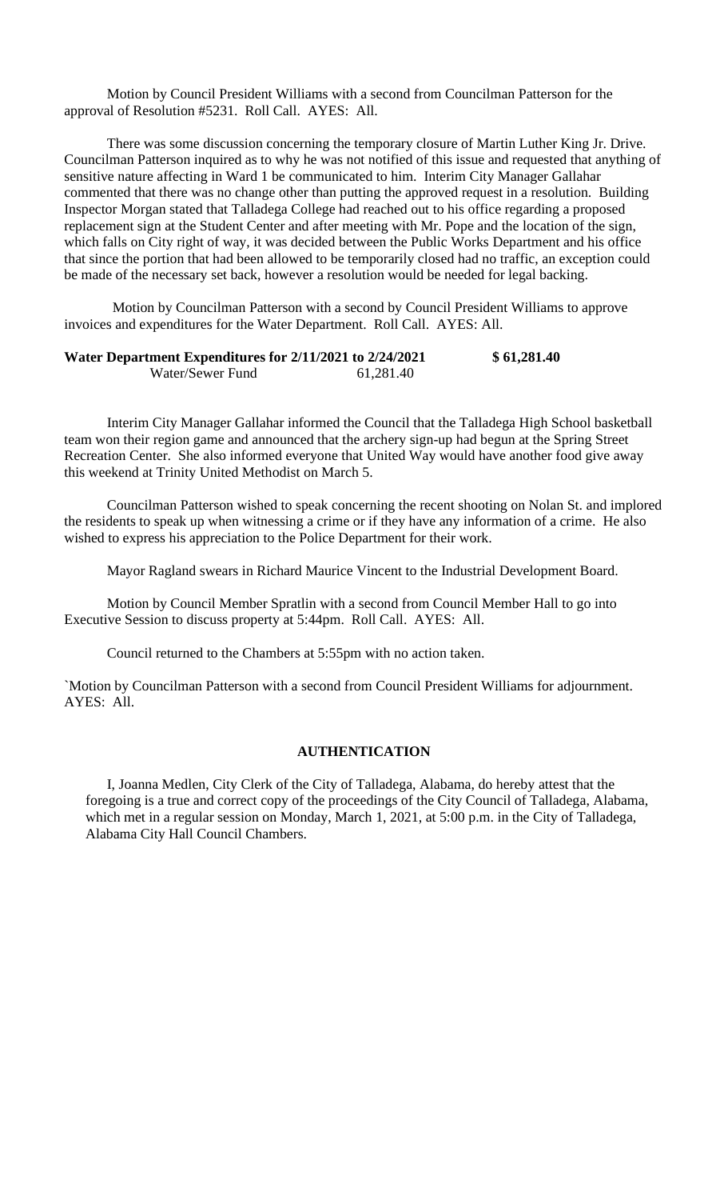Motion by Council President Williams with a second from Councilman Patterson for the approval of Resolution #5231. Roll Call. AYES: All.

There was some discussion concerning the temporary closure of Martin Luther King Jr. Drive. Councilman Patterson inquired as to why he was not notified of this issue and requested that anything of sensitive nature affecting in Ward 1 be communicated to him. Interim City Manager Gallahar commented that there was no change other than putting the approved request in a resolution. Building Inspector Morgan stated that Talladega College had reached out to his office regarding a proposed replacement sign at the Student Center and after meeting with Mr. Pope and the location of the sign, which falls on City right of way, it was decided between the Public Works Department and his office that since the portion that had been allowed to be temporarily closed had no traffic, an exception could be made of the necessary set back, however a resolution would be needed for legal backing.

Motion by Councilman Patterson with a second by Council President Williams to approve invoices and expenditures for the Water Department. Roll Call. AYES: All.

| | | |
|---|---|---|
| **Water Department Expenditures for 2/11/2021 to 2/24/2021** | | **$ 61,281.40** |
| Water/Sewer Fund | 61,281.40 | |

Interim City Manager Gallahar informed the Council that the Talladega High School basketball team won their region game and announced that the archery sign-up had begun at the Spring Street Recreation Center. She also informed everyone that United Way would have another food give away this weekend at Trinity United Methodist on March 5.

Councilman Patterson wished to speak concerning the recent shooting on Nolan St. and implored the residents to speak up when witnessing a crime or if they have any information of a crime. He also wished to express his appreciation to the Police Department for their work.

Mayor Ragland swears in Richard Maurice Vincent to the Industrial Development Board.

Motion by Council Member Spratlin with a second from Council Member Hall to go into Executive Session to discuss property at 5:44pm. Roll Call. AYES: All.

Council returned to the Chambers at 5:55pm with no action taken.

`Motion by Councilman Patterson with a second from Council President Williams for adjournment. AYES: All.

## AUTHENTICATION

I, Joanna Medlen, City Clerk of the City of Talladega, Alabama, do hereby attest that the foregoing is a true and correct copy of the proceedings of the City Council of Talladega, Alabama, which met in a regular session on Monday, March 1, 2021, at 5:00 p.m. in the City of Talladega, Alabama City Hall Council Chambers.